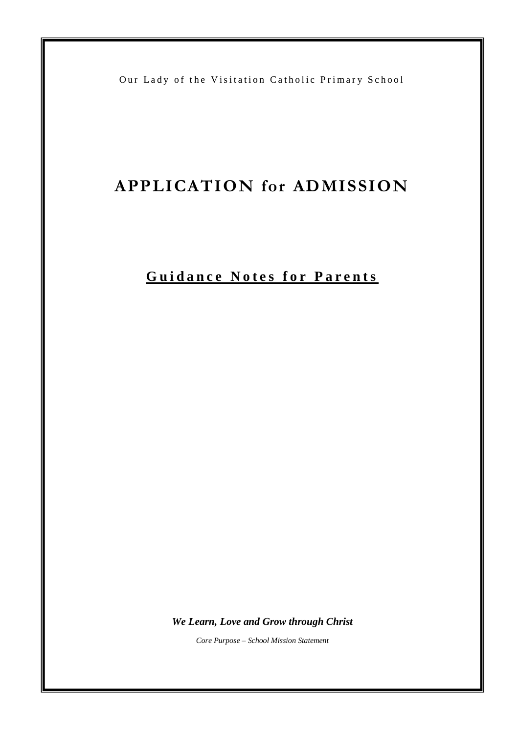Our Lady of the Visitation Catholic Primary School

# APPLICATION for ADMISSION

## Guidance Notes for Parents

***We Learn, Love and Grow through Christ***

*Core Purpose – School Mission Statement*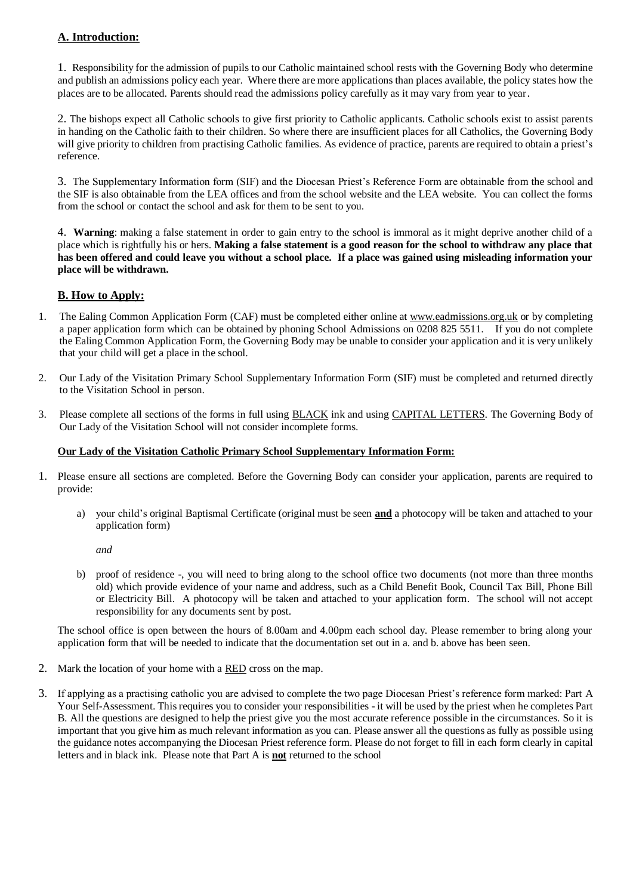## A. Introduction:

1. Responsibility for the admission of pupils to our Catholic maintained school rests with the Governing Body who determine and publish an admissions policy each year. Where there are more applications than places available, the policy states how the places are to be allocated. Parents should read the admissions policy carefully as it may vary from year to year.

2. The bishops expect all Catholic schools to give first priority to Catholic applicants. Catholic schools exist to assist parents in handing on the Catholic faith to their children. So where there are insufficient places for all Catholics, the Governing Body will give priority to children from practising Catholic families. As evidence of practice, parents are required to obtain a priest's reference.

3. The Supplementary Information form (SIF) and the Diocesan Priest's Reference Form are obtainable from the school and the SIF is also obtainable from the LEA offices and from the school website and the LEA website. You can collect the forms from the school or contact the school and ask for them to be sent to you.

4. **Warning**: making a false statement in order to gain entry to the school is immoral as it might deprive another child of a place which is rightfully his or hers. **Making a false statement is a good reason for the school to withdraw any place that has been offered and could leave you without a school place. If a place was gained using misleading information your place will be withdrawn.**

## B. How to Apply:

1. The Ealing Common Application Form (CAF) must be completed either online at www.eadmissions.org.uk or by completing a paper application form which can be obtained by phoning School Admissions on 0208 825 5511. If you do not complete the Ealing Common Application Form, the Governing Body may be unable to consider your application and it is very unlikely that your child will get a place in the school.

2. Our Lady of the Visitation Primary School Supplementary Information Form (SIF) must be completed and returned directly to the Visitation School in person.

3. Please complete all sections of the forms in full using BLACK ink and using CAPITAL LETTERS. The Governing Body of Our Lady of the Visitation School will not consider incomplete forms.

### Our Lady of the Visitation Catholic Primary School Supplementary Information Form:

1. Please ensure all sections are completed. Before the Governing Body can consider your application, parents are required to provide:

    a) your child's original Baptismal Certificate (original must be seen **and** a photocopy will be taken and attached to your application form)

    *and*

    b) proof of residence -, you will need to bring along to the school office two documents (not more than three months old) which provide evidence of your name and address, such as a Child Benefit Book, Council Tax Bill, Phone Bill or Electricity Bill. A photocopy will be taken and attached to your application form. The school will not accept responsibility for any documents sent by post.

    The school office is open between the hours of 8.00am and 4.00pm each school day. Please remember to bring along your application form that will be needed to indicate that the documentation set out in a. and b. above has been seen.

2. Mark the location of your home with a RED cross on the map.

3. If applying as a practising catholic you are advised to complete the two page Diocesan Priest's reference form marked: Part A Your Self-Assessment. This requires you to consider your responsibilities - it will be used by the priest when he completes Part B. All the questions are designed to help the priest give you the most accurate reference possible in the circumstances. So it is important that you give him as much relevant information as you can. Please answer all the questions as fully as possible using the guidance notes accompanying the Diocesan Priest reference form. Please do not forget to fill in each form clearly in capital letters and in black ink. Please note that Part A is **not** returned to the school